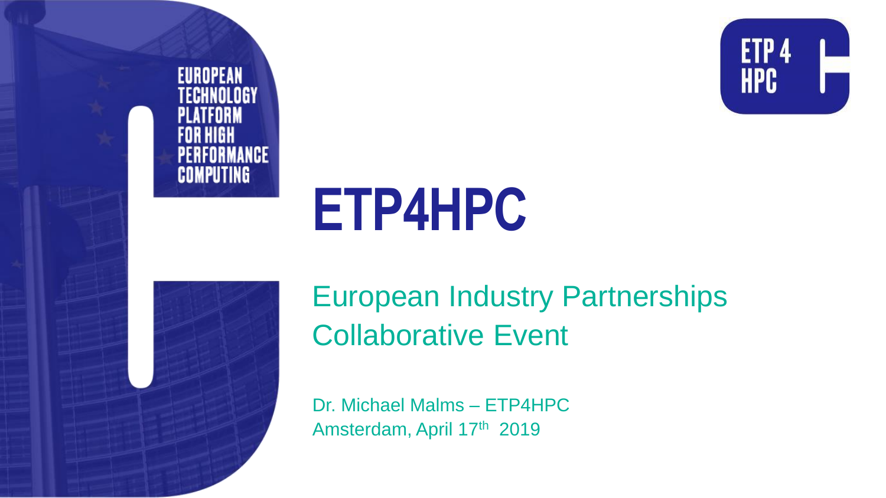EUROPEAN TECHNOLOGY PLATFORM FOR HIGH PERFORMANCE COMPUTING

ETP 4 HPC

# ETP4HPC

## European Industry Partnerships Collaborative Event

Dr. Michael Malms – ETP4HPC

Amsterdam, April 17th 2019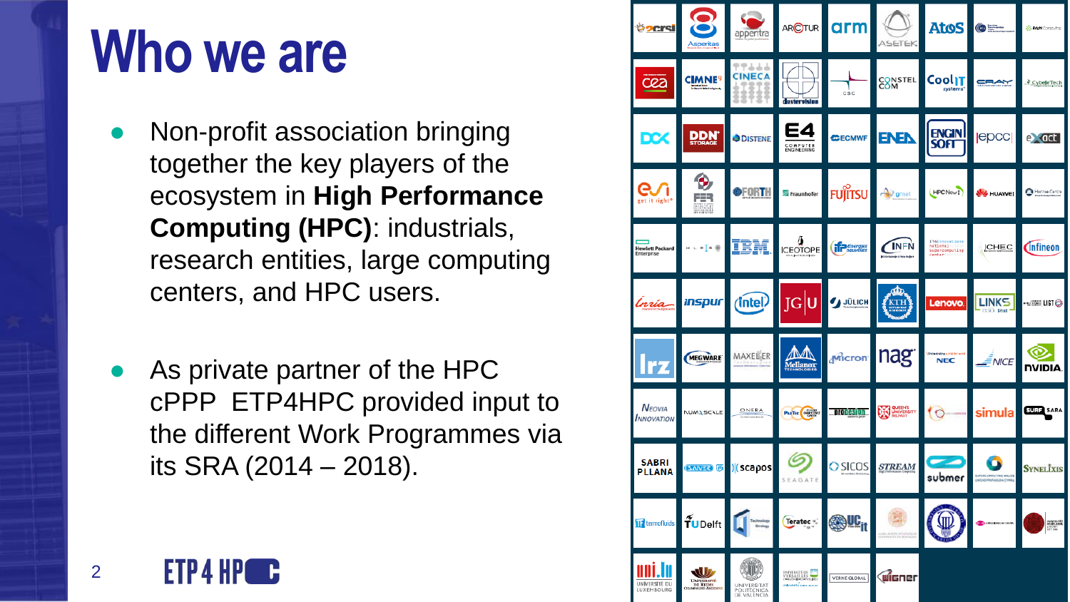# Who we are

- Non-profit association bringing together the key players of the ecosystem in **High Performance Computing (HPC)**: industrials, research entities, large computing centers, and HPC users.
- As private partner of the HPC cPPP ETP4HPC provided input to the different Work Programmes via its SRA (2014 – 2018).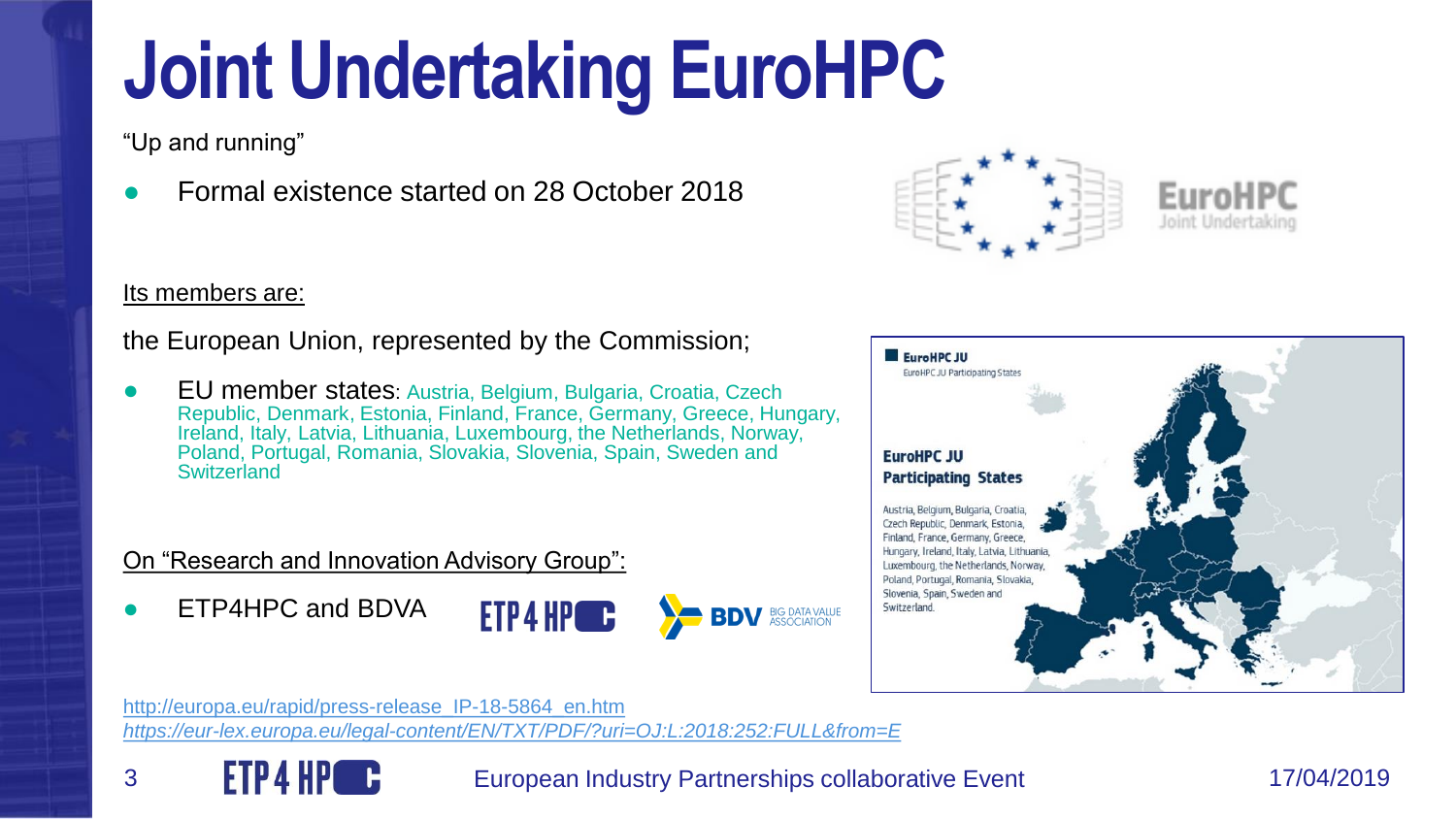# Joint Undertaking EuroHPC

"Up and running"

- Formal existence started on 28 October 2018

Its members are:

the European Union, represented by the Commission;

- EU member states: Austria, Belgium, Bulgaria, Croatia, Czech Republic, Denmark, Estonia, Finland, France, Germany, Greece, Hungary, Ireland, Italy, Latvia, Lithuania, Luxembourg, the Netherlands, Norway, Poland, Portugal, Romania, Slovakia, Slovenia, Spain, Sweden and Switzerland

On "Research and Innovation Advisory Group":

- ETP4HPC and BDVA

http://europa.eu/rapid/press-release_IP-18-5864_en.htm

*https://eur-lex.europa.eu/legal-content/EN/TXT/PDF/?uri=OJ:L:2018:252:FULL&from=E*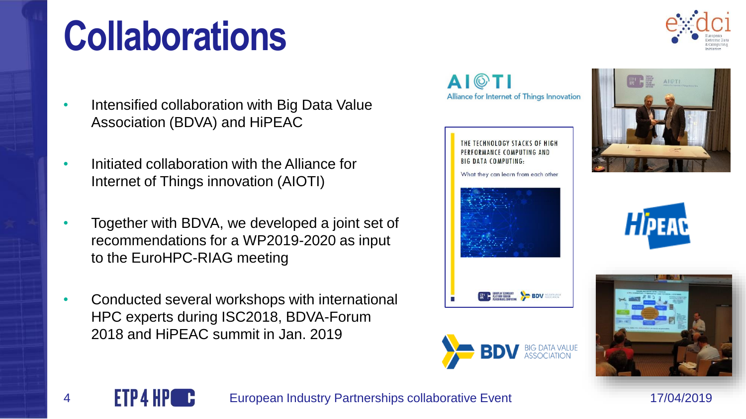# Collaborations

- Intensified collaboration with Big Data Value Association (BDVA) and HiPEAC
- Initiated collaboration with the Alliance for Internet of Things innovation (AIOTI)
- Together with BDVA, we developed a joint set of recommendations for a WP2019-2020 as input to the EuroHPC-RIAG meeting
- Conducted several workshops with international HPC experts during ISC2018, BDVA-Forum 2018 and HiPEAC summit in Jan. 2019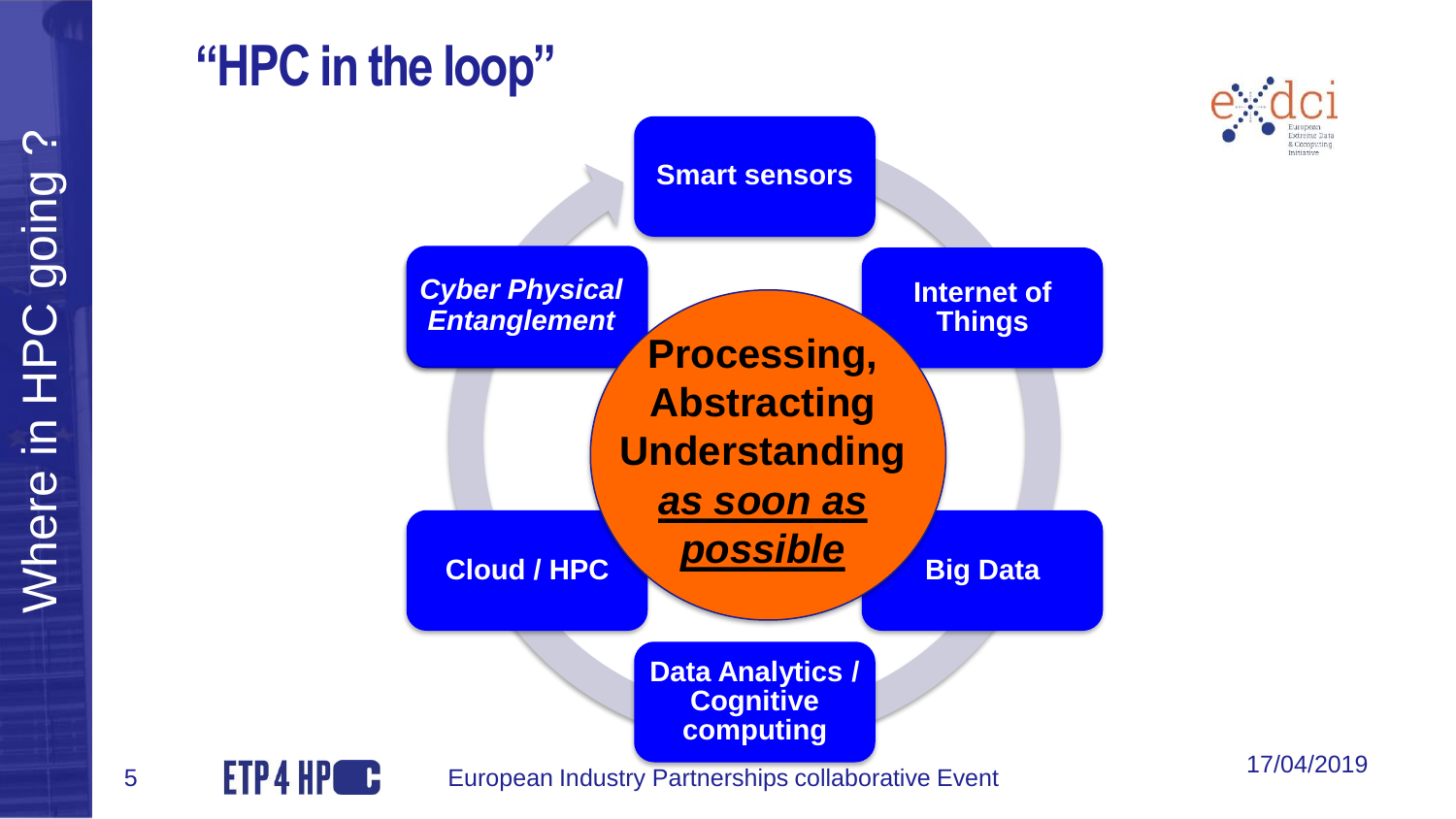# "HPC in the loop"

- Smart sensors
- Internet of Things
- Big Data
- Data Analytics / Cognitive computing
- Cloud / HPC
- *Cyber Physical Entanglement*

**Processing, Abstracting Understanding *as soon as possible***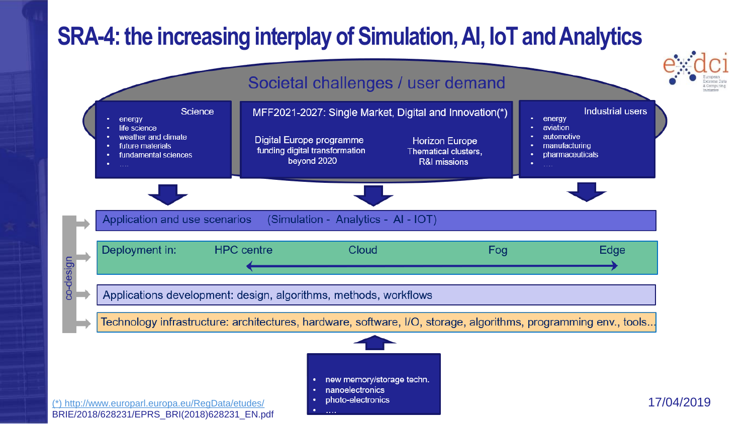# SRA-4: the increasing interplay of Simulation, AI, IoT and Analytics

## Societal challenges / user demand

**Science**

- energy
- life science
- weather and climate
- future materials
- fundamental sciences
- ….

**MFF2021-2027: Single Market, Digital and Innovation(*)**

Digital Europe programme
funding digital transformation beyond 2020

Horizon Europe
Thematical clusters, R&I missions

**Industrial users**

- energy
- aviation
- automotive
- manufacturing
- pharmaceuticals
- ….

co-design

- Application and use scenarios (Simulation - Analytics - AI - IOT)
- Deployment in: HPC centre ⟷ Cloud ⟷ Fog ⟷ Edge
- Applications development: design, algorithms, methods, workflows
- Technology infrastructure: architectures, hardware, software, I/O, storage, algorithms, programming env., tools...

- new memory/storage techn.
- nanoelectronics
- photo-electronics
- ….

(*) http://www.europarl.europa.eu/RegData/etudes/BRIE/2018/628231/EPRS_BRI(2018)628231_EN.pdf

17/04/2019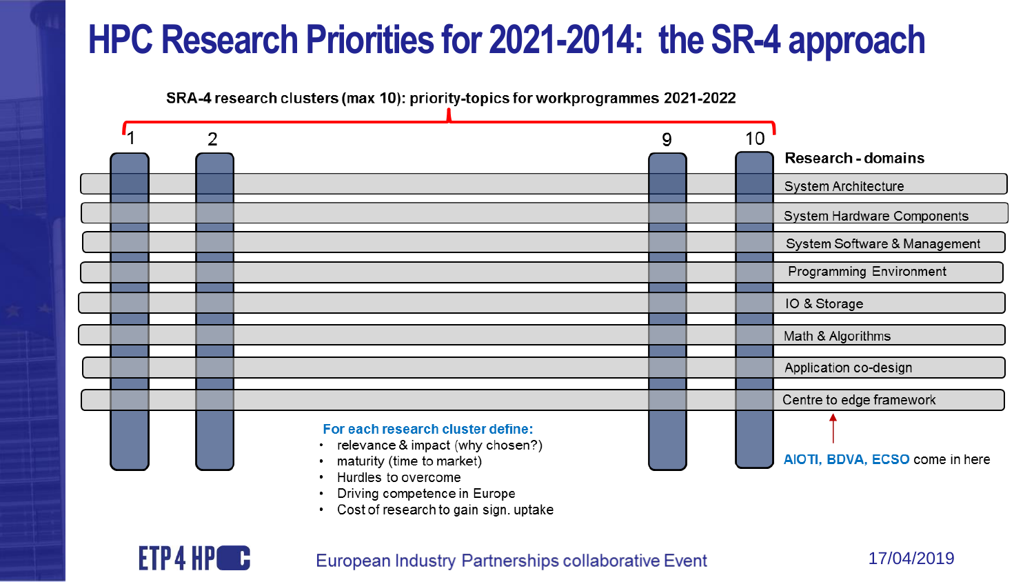# HPC Research Priorities for 2021-2014: the SR-4 approach

**SRA-4 research clusters (max 10): priority-topics for workprogrammes 2021-2022**

1 2 9 10

**Research - domains**

- System Architecture
- System Hardware Components
- System Software & Management
- Programming Environment
- IO & Storage
- Math & Algorithms
- Application co-design
- Centre to edge framework

**For each research cluster define:**

- relevance & impact (why chosen?)
- maturity (time to market)
- Hurdles to overcome
- Driving competence in Europe
- Cost of research to gain sign. uptake

**AIOTI, BDVA, ECSO** come in here

ETP4HPC

European Industry Partnerships collaborative Event

17/04/2019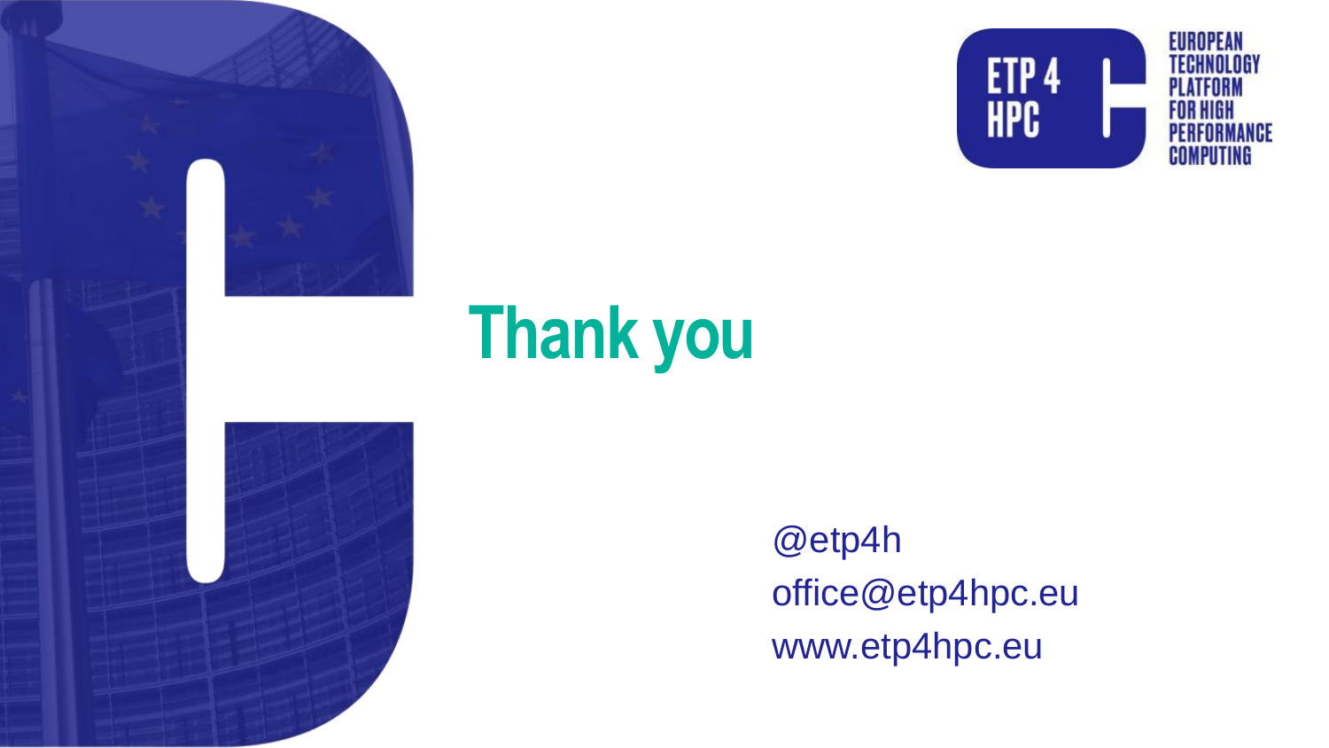# Thank you

@etp4h
office@etp4hpc.eu
www.etp4hpc.eu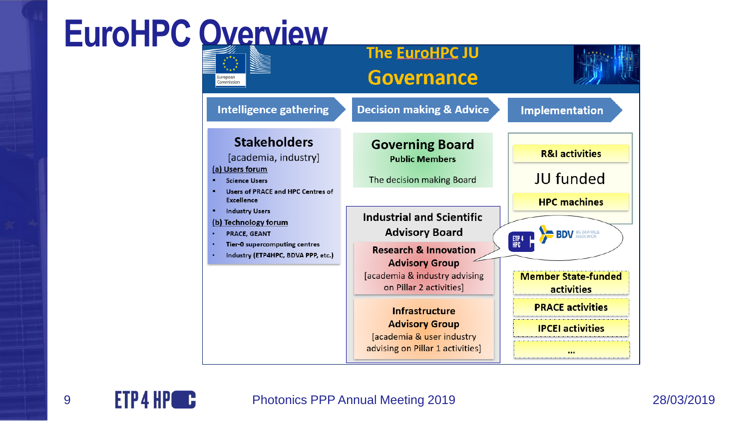# EuroHPC Overview

## The EuroHPC JU Governance

**Intelligence gathering** | **Decision making & Advice** | **Implementation**

### Stakeholders

[academia, industry]

(a) Users forum

- Science Users
- Users of PRACE and HPC Centres of Excellence
- Industry Users

(b) Technology forum

- PRACE, GEANT
- Tier-0 supercomputing centres
- Industry (ETP4HPC, BDVA PPP, etc.)

### Governing Board

**Public Members**

The decision making Board

### Industrial and Scientific Advisory Board

**Research & Innovation Advisory Group**

[academia & industry advising on Pillar 2 activities]

**Infrastructure Advisory Group**

[academia & user industry advising on Pillar 1 activities]

ETP4HPC — BDV Big Data Value Association

### JU funded

- **R&I activities**
- **HPC machines**

### Other activities

- **Member State-funded activities**
- **PRACE activities**
- **IPCEI activities**
- **...**

Photonics PPP Annual Meeting 2019 — 28/03/2019